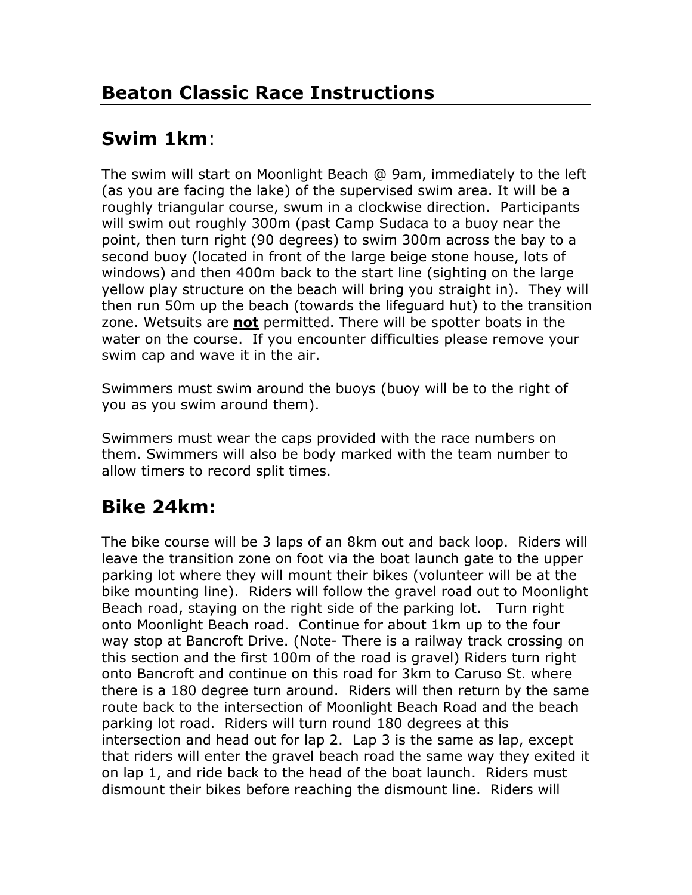# Beaton Classic Race Instructions

## Swim 1km:

The swim will start on Moonlight Beach @ 9am, immediately to the left (as you are facing the lake) of the supervised swim area. It will be a roughly triangular course, swum in a clockwise direction. Participants will swim out roughly 300m (past Camp Sudaca to a buoy near the point, then turn right (90 degrees) to swim 300m across the bay to a second buoy (located in front of the large beige stone house, lots of windows) and then 400m back to the start line (sighting on the large yellow play structure on the beach will bring you straight in). They will then run 50m up the beach (towards the lifeguard hut) to the transition zone. Wetsuits are **not** permitted. There will be spotter boats in the water on the course. If you encounter difficulties please remove your swim cap and wave it in the air.

Swimmers must swim around the buoys (buoy will be to the right of you as you swim around them).

Swimmers must wear the caps provided with the race numbers on them. Swimmers will also be body marked with the team number to allow timers to record split times.

## Bike 24km:

The bike course will be 3 laps of an 8km out and back loop. Riders will leave the transition zone on foot via the boat launch gate to the upper parking lot where they will mount their bikes (volunteer will be at the bike mounting line). Riders will follow the gravel road out to Moonlight Beach road, staying on the right side of the parking lot. Turn right onto Moonlight Beach road. Continue for about 1km up to the four way stop at Bancroft Drive. (Note- There is a railway track crossing on this section and the first 100m of the road is gravel) Riders turn right onto Bancroft and continue on this road for 3km to Caruso St. where there is a 180 degree turn around. Riders will then return by the same route back to the intersection of Moonlight Beach Road and the beach parking lot road. Riders will turn round 180 degrees at this intersection and head out for lap 2. Lap 3 is the same as lap, except that riders will enter the gravel beach road the same way they exited it on lap 1, and ride back to the head of the boat launch. Riders must dismount their bikes before reaching the dismount line. Riders will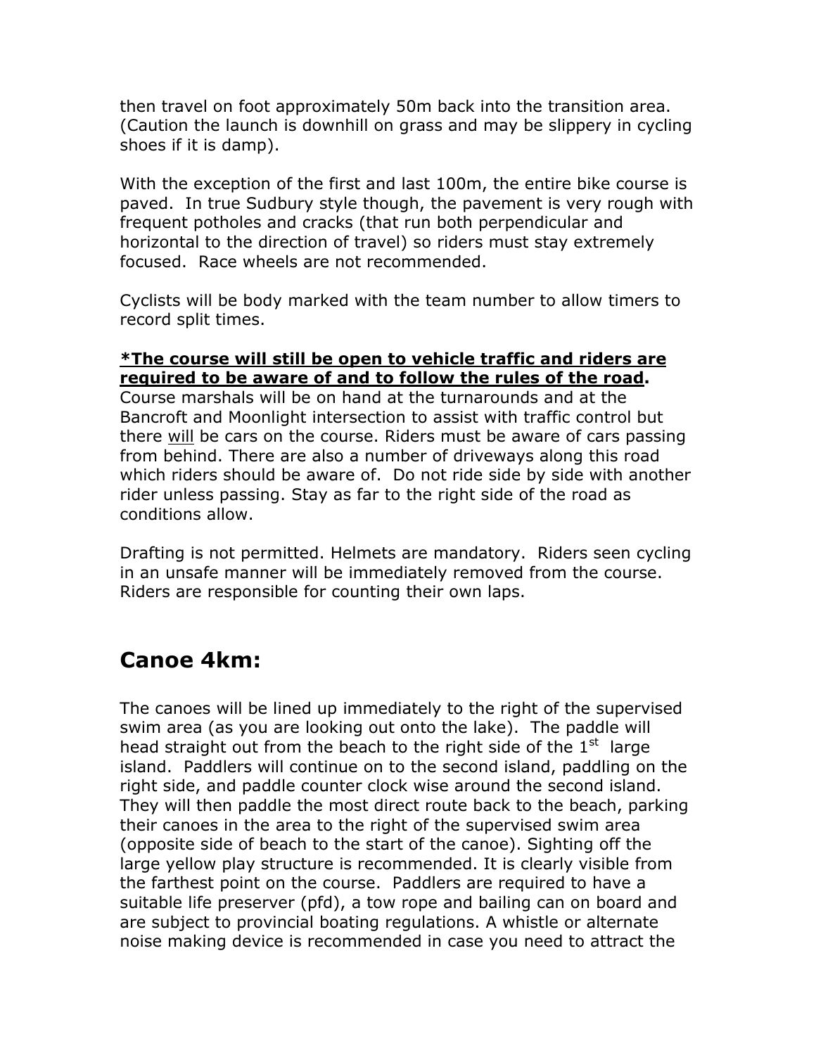then travel on foot approximately 50m back into the transition area. (Caution the launch is downhill on grass and may be slippery in cycling shoes if it is damp).

With the exception of the first and last 100m, the entire bike course is paved. In true Sudbury style though, the pavement is very rough with frequent potholes and cracks (that run both perpendicular and horizontal to the direction of travel) so riders must stay extremely focused. Race wheels are not recommended.

Cyclists will be body marked with the team number to allow timers to record split times.

<u>**\*The course will still be open to vehicle traffic and riders are required to be aware of and to follow the rules of the road**</u>**.** Course marshals will be on hand at the turnarounds and at the Bancroft and Moonlight intersection to assist with traffic control but there <u>will</u> be cars on the course. Riders must be aware of cars passing from behind. There are also a number of driveways along this road which riders should be aware of. Do not ride side by side with another rider unless passing. Stay as far to the right side of the road as conditions allow.

Drafting is not permitted. Helmets are mandatory. Riders seen cycling in an unsafe manner will be immediately removed from the course. Riders are responsible for counting their own laps.

## Canoe 4km:

The canoes will be lined up immediately to the right of the supervised swim area (as you are looking out onto the lake). The paddle will head straight out from the beach to the right side of the 1st large island. Paddlers will continue on to the second island, paddling on the right side, and paddle counter clock wise around the second island. They will then paddle the most direct route back to the beach, parking their canoes in the area to the right of the supervised swim area (opposite side of beach to the start of the canoe). Sighting off the large yellow play structure is recommended. It is clearly visible from the farthest point on the course. Paddlers are required to have a suitable life preserver (pfd), a tow rope and bailing can on board and are subject to provincial boating regulations. A whistle or alternate noise making device is recommended in case you need to attract the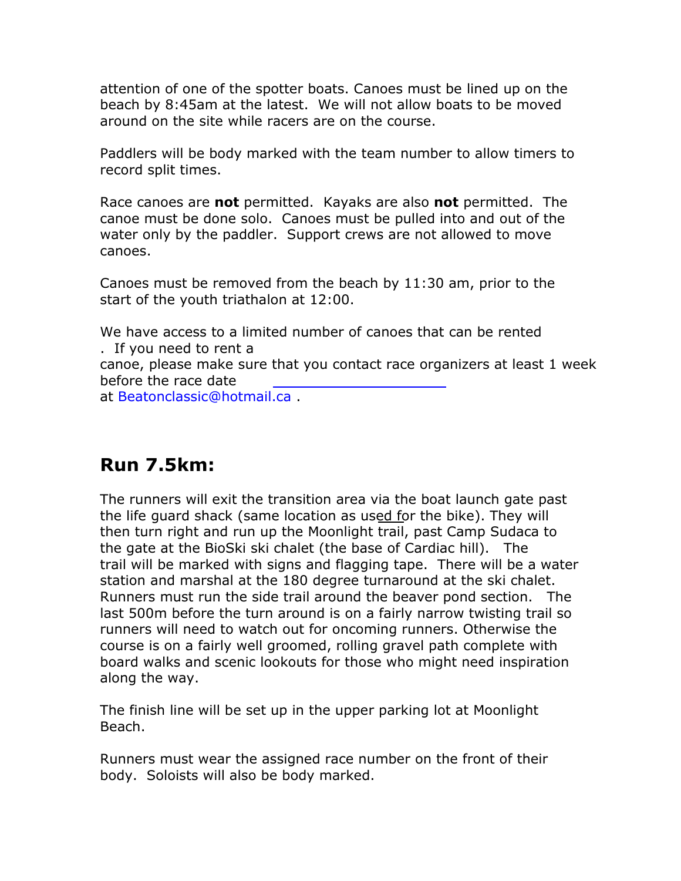attention of one of the spotter boats. Canoes must be lined up on the beach by 8:45am at the latest. We will not allow boats to be moved around on the site while racers are on the course.

Paddlers will be body marked with the team number to allow timers to record split times.

Race canoes are **not** permitted. Kayaks are also **not** permitted. The canoe must be done solo. Canoes must be pulled into and out of the water only by the paddler. Support crews are not allowed to move canoes.

Canoes must be removed from the beach by 11:30 am, prior to the start of the youth triathalon at 12:00.

We have access to a limited number of canoes that can be rented . If you need to rent a canoe, please make sure that you contact race organizers at least 1 week before the race date at Beatonclassic@hotmail.ca .

## Run 7.5km:

The runners will exit the transition area via the boat launch gate past the life guard shack (same location as used for the bike). They will then turn right and run up the Moonlight trail, past Camp Sudaca to the gate at the BioSki ski chalet (the base of Cardiac hill). The trail will be marked with signs and flagging tape. There will be a water station and marshal at the 180 degree turnaround at the ski chalet. Runners must run the side trail around the beaver pond section. The last 500m before the turn around is on a fairly narrow twisting trail so runners will need to watch out for oncoming runners. Otherwise the course is on a fairly well groomed, rolling gravel path complete with board walks and scenic lookouts for those who might need inspiration along the way.

The finish line will be set up in the upper parking lot at Moonlight Beach.

Runners must wear the assigned race number on the front of their body. Soloists will also be body marked.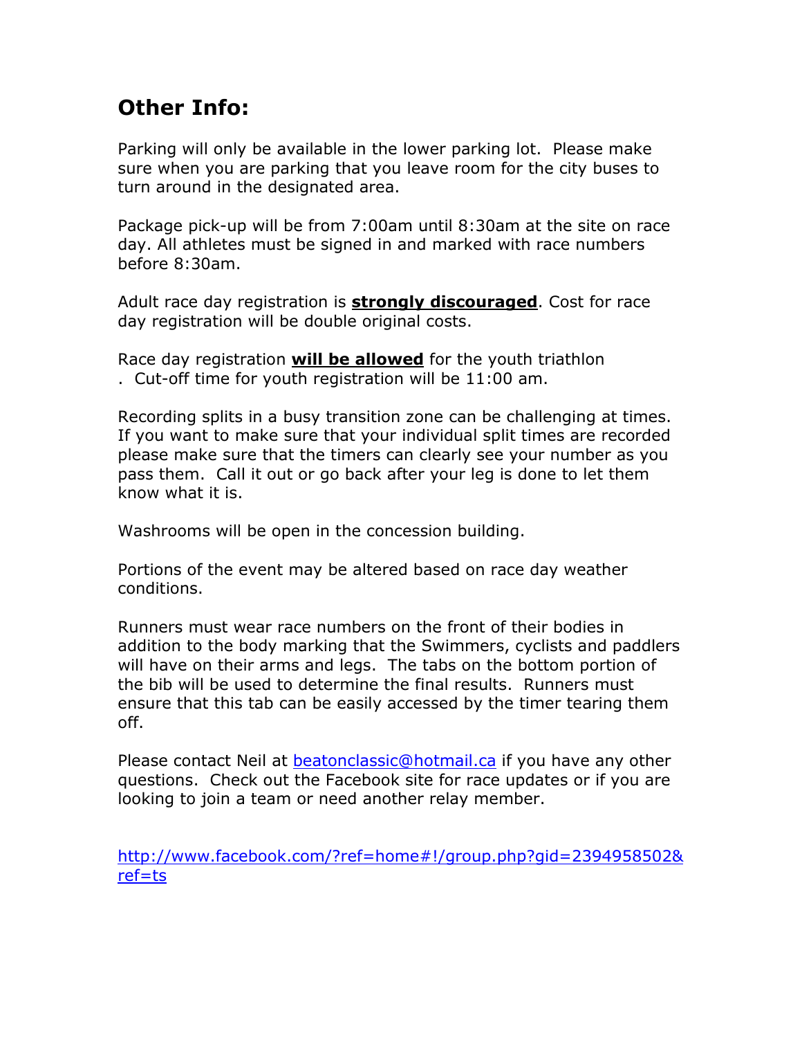## Other Info:

Parking will only be available in the lower parking lot. Please make sure when you are parking that you leave room for the city buses to turn around in the designated area.

Package pick-up will be from 7:00am until 8:30am at the site on race day. All athletes must be signed in and marked with race numbers before 8:30am.

Adult race day registration is **strongly discouraged**. Cost for race day registration will be double original costs.

Race day registration **will be allowed** for the youth triathlon . Cut-off time for youth registration will be 11:00 am.

Recording splits in a busy transition zone can be challenging at times. If you want to make sure that your individual split times are recorded please make sure that the timers can clearly see your number as you pass them. Call it out or go back after your leg is done to let them know what it is.

Washrooms will be open in the concession building.

Portions of the event may be altered based on race day weather conditions.

Runners must wear race numbers on the front of their bodies in addition to the body marking that the Swimmers, cyclists and paddlers will have on their arms and legs. The tabs on the bottom portion of the bib will be used to determine the final results. Runners must ensure that this tab can be easily accessed by the timer tearing them off.

Please contact Neil at beatonclassic@hotmail.ca if you have any other questions. Check out the Facebook site for race updates or if you are looking to join a team or need another relay member.

http://www.facebook.com/?ref=home#!/group.php?gid=2394958502&ref=ts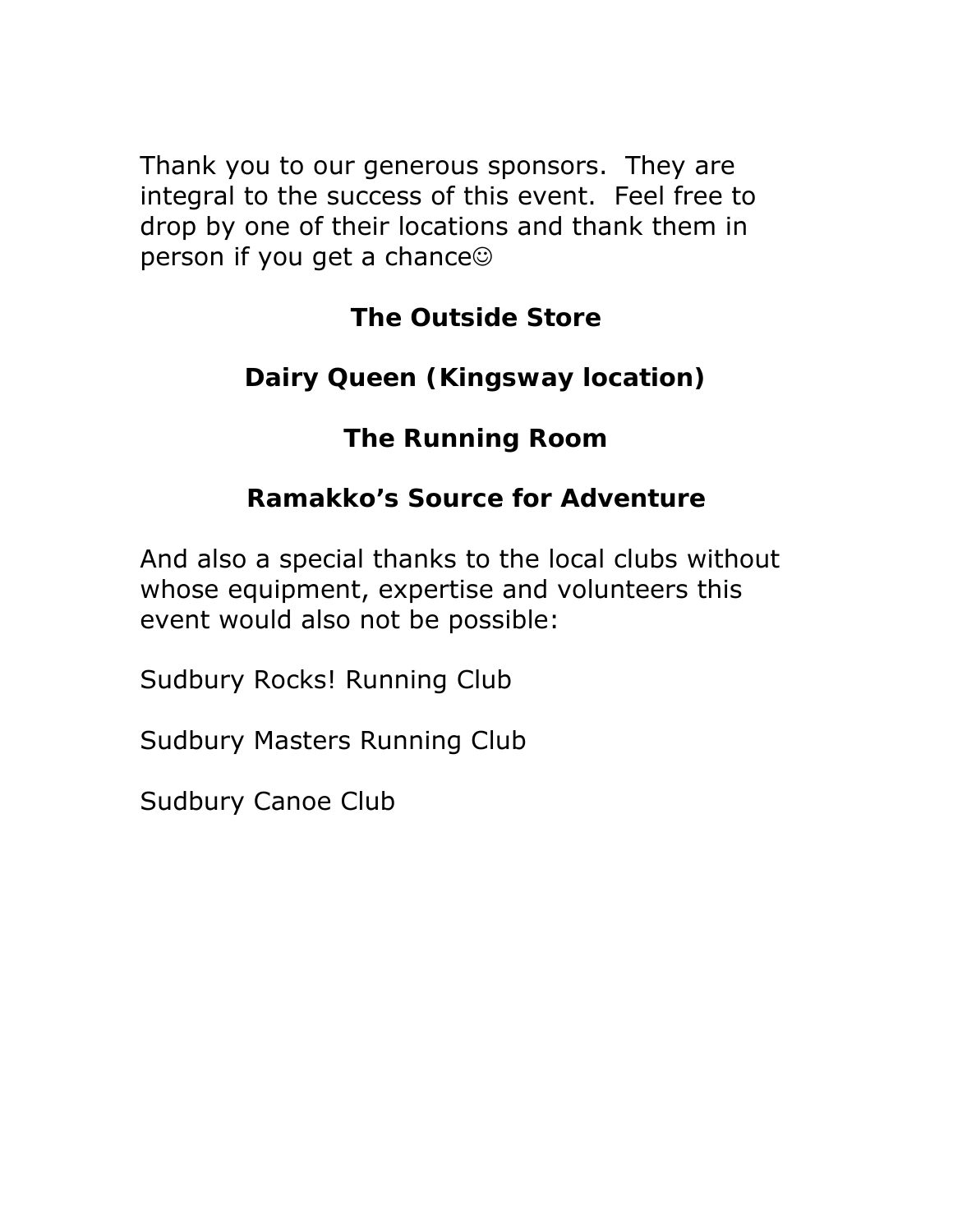Thank you to our generous sponsors. They are integral to the success of this event. Feel free to drop by one of their locations and thank them in person if you get a chance☺

**The Outside Store**

**Dairy Queen (Kingsway location)**

**The Running Room**

**Ramakko's Source for Adventure**

And also a special thanks to the local clubs without whose equipment, expertise and volunteers this event would also not be possible:

Sudbury Rocks! Running Club

Sudbury Masters Running Club

Sudbury Canoe Club